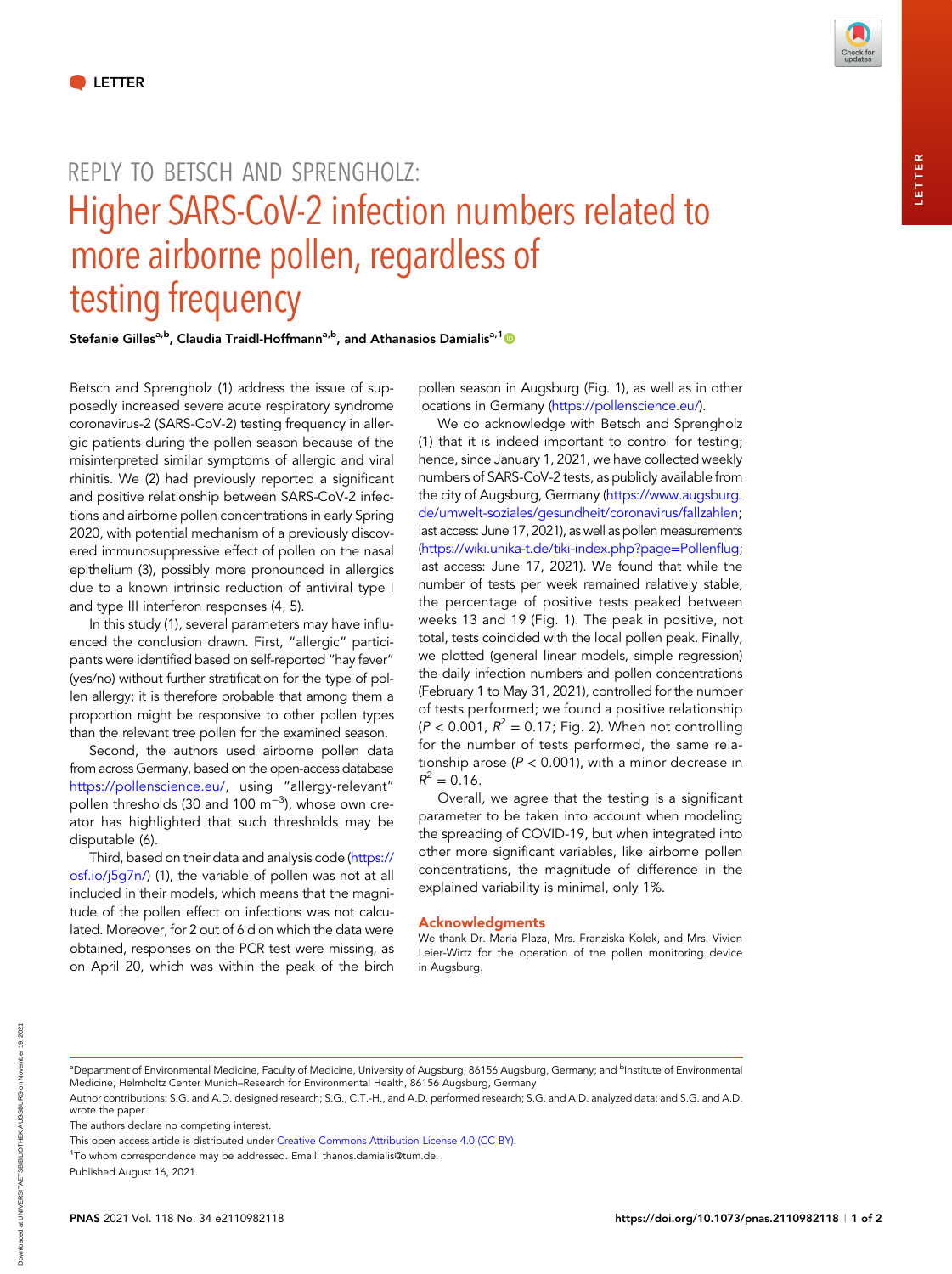LETTER

REPLY TO BETSCH AND SPRENGHOLZ:

# Higher SARS-CoV-2 infection numbers related to more airborne pollen, regardless of testing frequency

**Stefanie Gilles[a,b], Claudia Traidl-Hoffmann[a,b], and Athanasios Damialis[a,1]**

Betsch and Sprengholz (1) address the issue of supposedly increased severe acute respiratory syndrome coronavirus-2 (SARS-CoV-2) testing frequency in allergic patients during the pollen season because of the misinterpreted similar symptoms of allergic and viral rhinitis. We (2) had previously reported a significant and positive relationship between SARS-CoV-2 infections and airborne pollen concentrations in early Spring 2020, with potential mechanism of a previously discovered immunosuppressive effect of pollen on the nasal epithelium (3), possibly more pronounced in allergics due to a known intrinsic reduction of antiviral type I and type III interferon responses (4, 5).

In this study (1), several parameters may have influenced the conclusion drawn. First, "allergic" participants were identified based on self-reported "hay fever" (yes/no) without further stratification for the type of pollen allergy; it is therefore probable that among them a proportion might be responsive to other pollen types than the relevant tree pollen for the examined season.

Second, the authors used airborne pollen data from across Germany, based on the open-access database https://pollenscience.eu/, using "allergy-relevant" pollen thresholds (30 and 100 $m^{-3}$), whose own creator has highlighted that such thresholds may be disputable (6).

Third, based on their data and analysis code (https://osf.io/j5g7n/) (1), the variable of pollen was not at all included in their models, which means that the magnitude of the pollen effect on infections was not calculated. Moreover, for 2 out of 6 d on which the data were obtained, responses on the PCR test were missing, as on April 20, which was within the peak of the birch pollen season in Augsburg (Fig. 1), as well as in other locations in Germany (https://pollenscience.eu/).

We do acknowledge with Betsch and Sprengholz (1) that it is indeed important to control for testing; hence, since January 1, 2021, we have collected weekly numbers of SARS-CoV-2 tests, as publicly available from the city of Augsburg, Germany (https://www.augsburg.de/umwelt-soziales/gesundheit/coronavirus/fallzahlen; last access: June 17, 2021), as well as pollen measurements (https://wiki.unika-t.de/tiki-index.php?page=Pollenflug; last access: June 17, 2021). We found that while the number of tests per week remained relatively stable, the percentage of positive tests peaked between weeks 13 and 19 (Fig. 1). The peak in positive, not total, tests coincided with the local pollen peak. Finally, we plotted (general linear models, simple regression) the daily infection numbers and pollen concentrations (February 1 to May 31, 2021), controlled for the number of tests performed; we found a positive relationship ($P < 0.001$, $R^2 = 0.17$; Fig. 2). When not controlling for the number of tests performed, the same relationship arose ($P < 0.001$), with a minor decrease in $R^2 = 0.16$.

Overall, we agree that the testing is a significant parameter to be taken into account when modeling the spreading of COVID-19, but when integrated into other more significant variables, like airborne pollen concentrations, the magnitude of difference in the explained variability is minimal, only 1%.

## Acknowledgments

We thank Dr. Maria Plaza, Mrs. Franziska Kolek, and Mrs. Vivien Leier-Wirtz for the operation of the pollen monitoring device in Augsburg.

[a]Department of Environmental Medicine, Faculty of Medicine, University of Augsburg, 86156 Augsburg, Germany; and [b]Institute of Environmental Medicine, Helmholtz Center Munich–Research for Environmental Health, 86156 Augsburg, Germany

Author contributions: S.G. and A.D. designed research; S.G., C.T.-H., and A.D. performed research; S.G. and A.D. analyzed data; and S.G. and A.D. wrote the paper.

The authors declare no competing interest.

This open access article is distributed under Creative Commons Attribution License 4.0 (CC BY).

[1]To whom correspondence may be addressed. Email: thanos.damialis@tum.de.

Published August 16, 2021.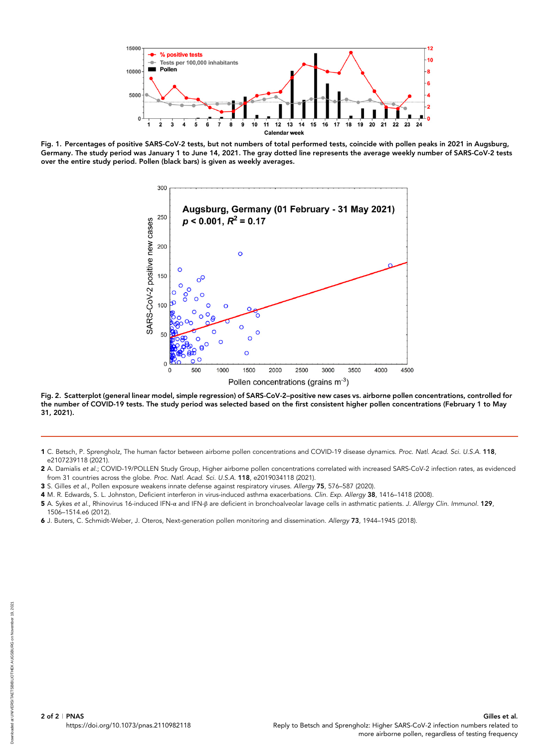15000
10000
5000
0
% positive tests
Tests per 100,000 inhabitants
Pollen
12
10
8
6
4
2
0
1 2 3 4 5 6 7 8 9 10 11 12 13 14 15 16 17 18 19 20 21 22 23 24
Calendar week

**Fig. 1.** **Percentages of positive SARS-CoV-2 tests, but not numbers of total performed tests, coincide with pollen peaks in 2021 in Augsburg, Germany. The study period was January 1 to June 14, 2021. The gray dotted line represents the average weekly number of SARS-CoV-2 tests over the entire study period. Pollen (black bars) is given as weekly averages.**

Augsburg, Germany (01 February - 31 May 2021)
$p < 0.001$, $R^2 = 0.17$
SARS-CoV-2 positive new cases
300
250
200
150
100
50
0
0 500 1000 1500 2000 2500 3000 3500 4000 4500
Pollen concentrations (grains $m^{-3}$)

**Fig. 2.** **Scatterplot (general linear model, simple regression) of SARS-CoV-2–positive new cases vs. airborne pollen concentrations, controlled for the number of COVID-19 tests. The study period was selected based on the first consistent higher pollen concentrations (February 1 to May 31, 2021).**

1 C. Betsch, P. Sprengholz, The human factor between airborne pollen concentrations and COVID-19 disease dynamics. *Proc. Natl. Acad. Sci. U.S.A.* **118**, e2107239118 (2021).

2 A. Damialis *et al.*; COVID-19/POLLEN Study Group, Higher airborne pollen concentrations correlated with increased SARS-CoV-2 infection rates, as evidenced from 31 countries across the globe. *Proc. Natl. Acad. Sci. U.S.A.* **118**, e2019034118 (2021).

3 S. Gilles *et al.*, Pollen exposure weakens innate defense against respiratory viruses. *Allergy* **75**, 576–587 (2020).

4 M. R. Edwards, S. L. Johnston, Deficient interferon in virus-induced asthma exacerbations. *Clin. Exp. Allergy* **38**, 1416–1418 (2008).

5 A. Sykes *et al.*, Rhinovirus 16-induced IFN-α and IFN-β are deficient in bronchoalveolar lavage cells in asthmatic patients. *J. Allergy Clin. Immunol.* **129**, 1506–1514.e6 (2012).

6 J. Buters, C. Schmidt-Weber, J. Oteros, Next-generation pollen monitoring and dissemination. *Allergy* **73**, 1944–1945 (2018).